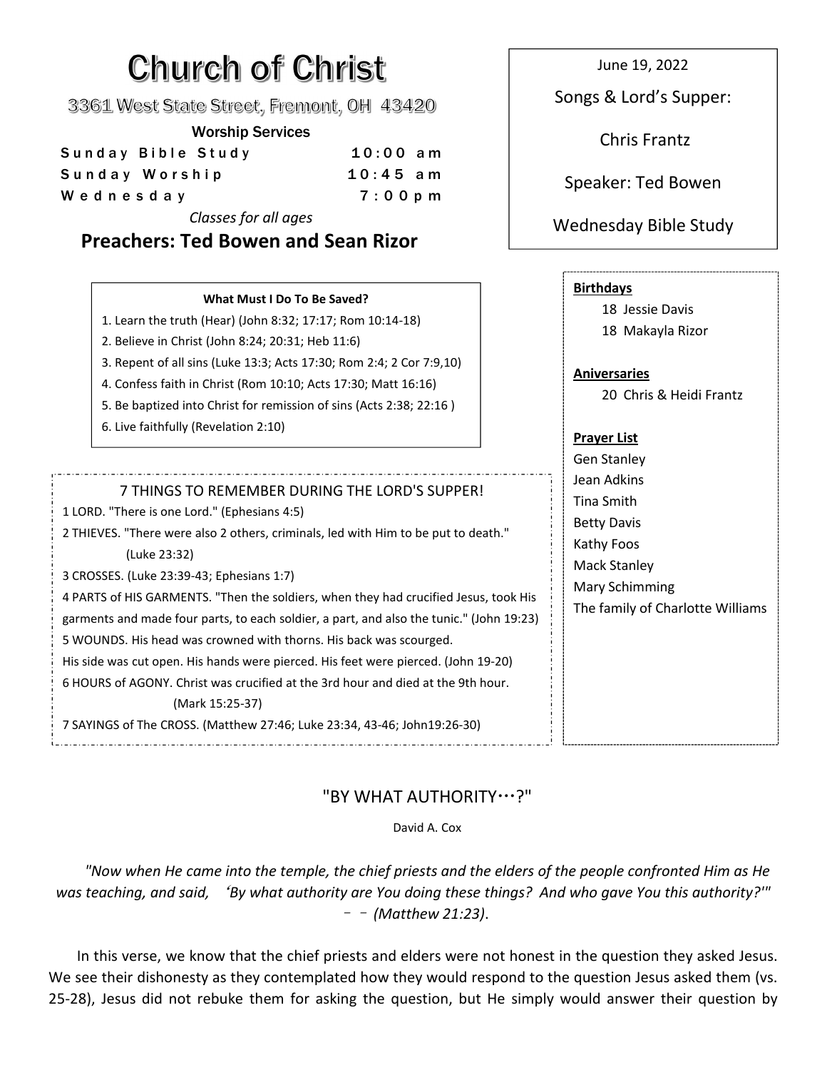# Church of Christ

3361 West State Street, Fremont, OH 43420

**Worship Services**

| | |
|---|---|
| Sunday Bible Study | 10:00 am |
| Sunday Worship | 10:45 am |
| Wednesday | 7:00pm |

*Classes for all ages*

## Preachers: Ted Bowen and Sean Rizor

June 19, 2022

Songs & Lord's Supper:

Chris Frantz

Speaker: Ted Bowen

Wednesday Bible Study

**What Must I Do To Be Saved?**

1. Learn the truth (Hear) (John 8:32; 17:17; Rom 10:14-18)
2. Believe in Christ (John 8:24; 20:31; Heb 11:6)
3. Repent of all sins (Luke 13:3; Acts 17:30; Rom 2:4; 2 Cor 7:9,10)
4. Confess faith in Christ (Rom 10:10; Acts 17:30; Matt 16:16)
5. Be baptized into Christ for remission of sins (Acts 2:38; 22:16 )
6. Live faithfully (Revelation 2:10)

7 THINGS TO REMEMBER DURING THE LORD'S SUPPER!

1 LORD. "There is one Lord." (Ephesians 4:5)
2 THIEVES. "There were also 2 others, criminals, led with Him to be put to death." (Luke 23:32)
3 CROSSES. (Luke 23:39-43; Ephesians 1:7)
4 PARTS of HIS GARMENTS. "Then the soldiers, when they had crucified Jesus, took His garments and made four parts, to each soldier, a part, and also the tunic." (John 19:23)
5 WOUNDS. His head was crowned with thorns. His back was scourged. His side was cut open. His hands were pierced. His feet were pierced. (John 19-20)
6 HOURS of AGONY. Christ was crucified at the 3rd hour and died at the 9th hour. (Mark 15:25-37)
7 SAYINGS of The CROSS. (Matthew 27:46; Luke 23:34, 43-46; John19:26-30)

**Birthdays**

18 Jessie Davis
18 Makayla Rizor

**Aniversaries**

20 Chris & Heidi Frantz

**Prayer List**

Gen Stanley
Jean Adkins
Tina Smith
Betty Davis
Kathy Foos
Mack Stanley
Mary Schimming
The family of Charlotte Williams

## "BY WHAT AUTHORITY…?"

David A. Cox

*"Now when He came into the temple, the chief priests and the elders of the people confronted Him as He was teaching, and said, 'By what authority are You doing these things? And who gave You this authority?'" – – (Matthew 21:23).*

In this verse, we know that the chief priests and elders were not honest in the question they asked Jesus. We see their dishonesty as they contemplated how they would respond to the question Jesus asked them (vs. 25-28), Jesus did not rebuke them for asking the question, but He simply would answer their question by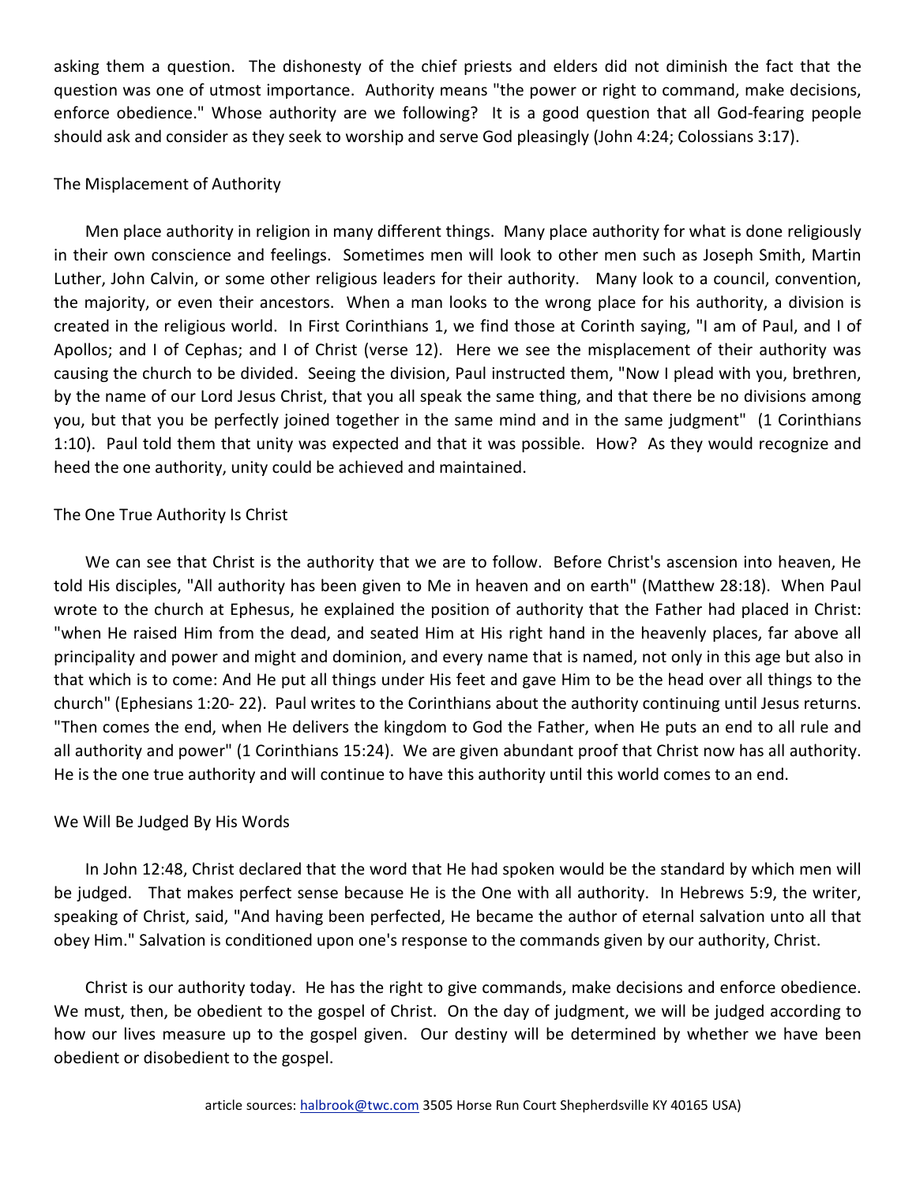asking them a question. The dishonesty of the chief priests and elders did not diminish the fact that the question was one of utmost importance. Authority means "the power or right to command, make decisions, enforce obedience." Whose authority are we following? It is a good question that all God-fearing people should ask and consider as they seek to worship and serve God pleasingly (John 4:24; Colossians 3:17).

## The Misplacement of Authority

Men place authority in religion in many different things. Many place authority for what is done religiously in their own conscience and feelings. Sometimes men will look to other men such as Joseph Smith, Martin Luther, John Calvin, or some other religious leaders for their authority. Many look to a council, convention, the majority, or even their ancestors. When a man looks to the wrong place for his authority, a division is created in the religious world. In First Corinthians 1, we find those at Corinth saying, "I am of Paul, and I of Apollos; and I of Cephas; and I of Christ (verse 12). Here we see the misplacement of their authority was causing the church to be divided. Seeing the division, Paul instructed them, "Now I plead with you, brethren, by the name of our Lord Jesus Christ, that you all speak the same thing, and that there be no divisions among you, but that you be perfectly joined together in the same mind and in the same judgment" (1 Corinthians 1:10). Paul told them that unity was expected and that it was possible. How? As they would recognize and heed the one authority, unity could be achieved and maintained.

## The One True Authority Is Christ

We can see that Christ is the authority that we are to follow. Before Christ's ascension into heaven, He told His disciples, "All authority has been given to Me in heaven and on earth" (Matthew 28:18). When Paul wrote to the church at Ephesus, he explained the position of authority that the Father had placed in Christ: "when He raised Him from the dead, and seated Him at His right hand in the heavenly places, far above all principality and power and might and dominion, and every name that is named, not only in this age but also in that which is to come: And He put all things under His feet and gave Him to be the head over all things to the church" (Ephesians 1:20- 22). Paul writes to the Corinthians about the authority continuing until Jesus returns. "Then comes the end, when He delivers the kingdom to God the Father, when He puts an end to all rule and all authority and power" (1 Corinthians 15:24). We are given abundant proof that Christ now has all authority. He is the one true authority and will continue to have this authority until this world comes to an end.

## We Will Be Judged By His Words

In John 12:48, Christ declared that the word that He had spoken would be the standard by which men will be judged. That makes perfect sense because He is the One with all authority. In Hebrews 5:9, the writer, speaking of Christ, said, "And having been perfected, He became the author of eternal salvation unto all that obey Him." Salvation is conditioned upon one's response to the commands given by our authority, Christ.

Christ is our authority today. He has the right to give commands, make decisions and enforce obedience. We must, then, be obedient to the gospel of Christ. On the day of judgment, we will be judged according to how our lives measure up to the gospel given. Our destiny will be determined by whether we have been obedient or disobedient to the gospel.

article sources: halbrook@twc.com 3505 Horse Run Court Shepherdsville KY 40165 USA)